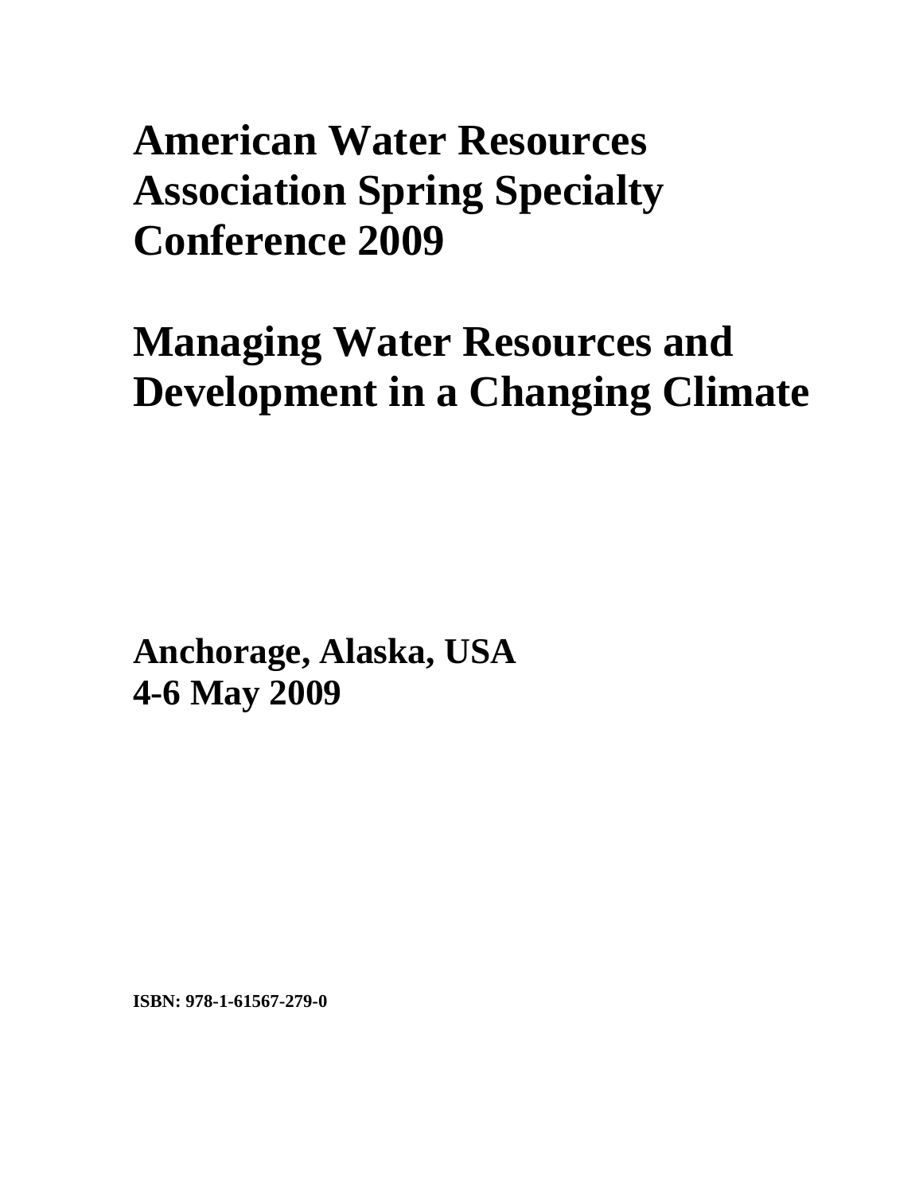# American Water Resources Association Spring Specialty Conference 2009

# Managing Water Resources and Development in a Changing Climate

**Anchorage, Alaska, USA**
**4-6 May 2009**

**ISBN: 978-1-61567-279-0**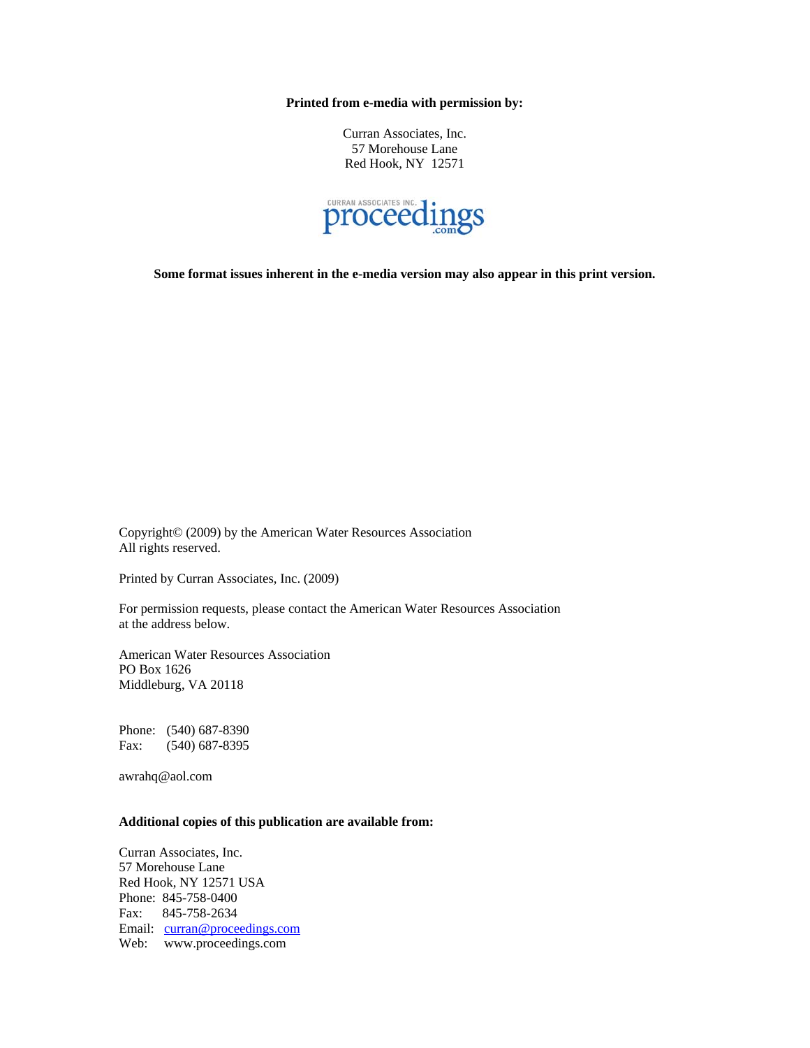**Printed from e-media with permission by:**

Curran Associates, Inc.
57 Morehouse Lane
Red Hook, NY 12571

CURRAN ASSOCIATES INC. proceedings.com

**Some format issues inherent in the e-media version may also appear in this print version.**

Copyright© (2009) by the American Water Resources Association
All rights reserved.

Printed by Curran Associates, Inc. (2009)

For permission requests, please contact the American Water Resources Association at the address below.

American Water Resources Association
PO Box 1626
Middleburg, VA 20118

Phone: (540) 687-8390
Fax: (540) 687-8395

awrahq@aol.com

**Additional copies of this publication are available from:**

Curran Associates, Inc.
57 Morehouse Lane
Red Hook, NY 12571 USA
Phone: 845-758-0400
Fax: 845-758-2634
Email: curran@proceedings.com
Web: www.proceedings.com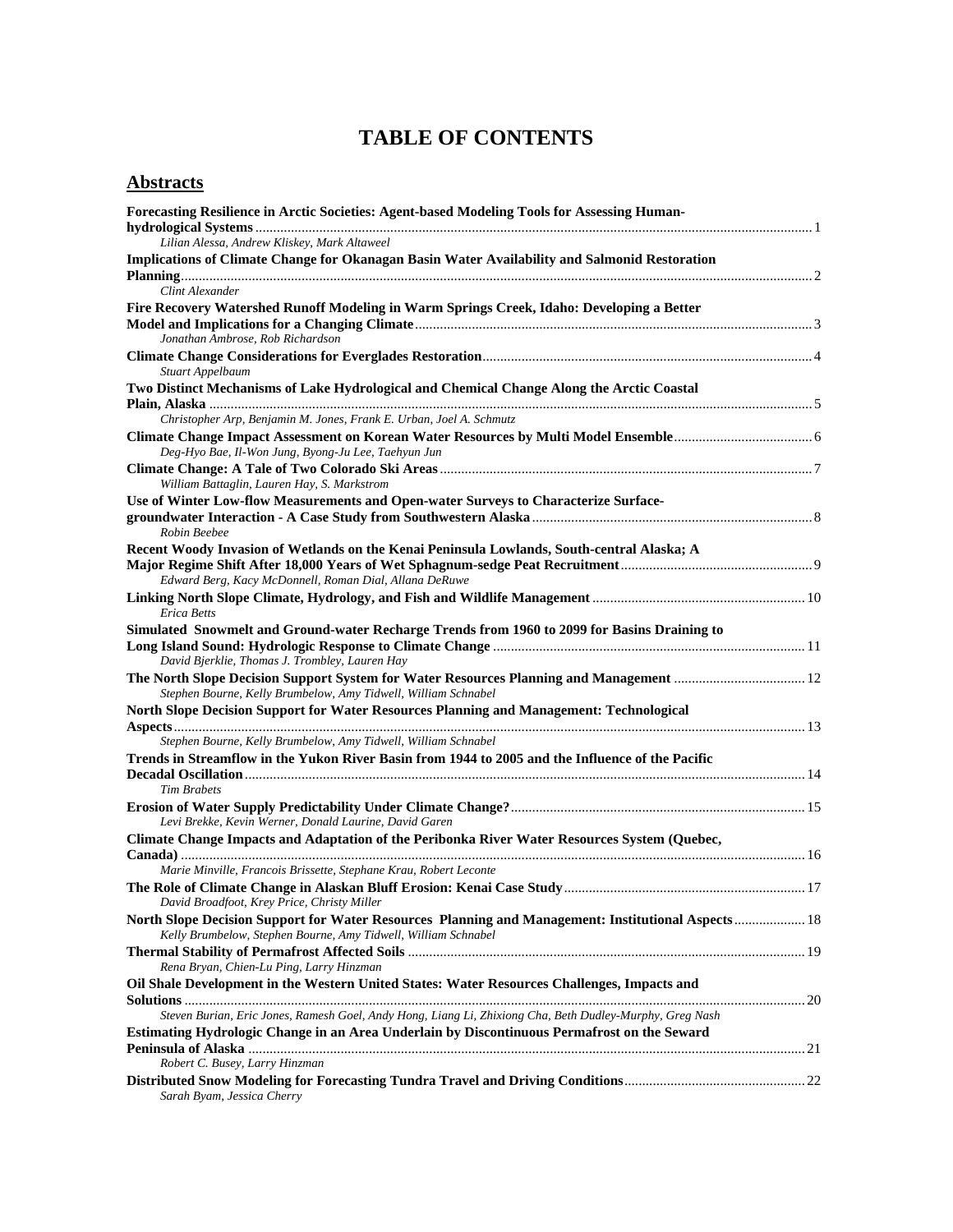# TABLE OF CONTENTS

## Abstracts

**Forecasting Resilience in Arctic Societies: Agent-based Modeling Tools for Assessing Human-hydrological Systems** ... 1
*Lilian Alessa, Andrew Kliskey, Mark Altaweel*

**Implications of Climate Change for Okanagan Basin Water Availability and Salmonid Restoration Planning** ... 2
*Clint Alexander*

**Fire Recovery Watershed Runoff Modeling in Warm Springs Creek, Idaho: Developing a Better Model and Implications for a Changing Climate** ... 3
*Jonathan Ambrose, Rob Richardson*

**Climate Change Considerations for Everglades Restoration** ... 4
*Stuart Appelbaum*

**Two Distinct Mechanisms of Lake Hydrological and Chemical Change Along the Arctic Coastal Plain, Alaska** ... 5
*Christopher Arp, Benjamin M. Jones, Frank E. Urban, Joel A. Schmutz*

**Climate Change Impact Assessment on Korean Water Resources by Multi Model Ensemble** ... 6
*Deg-Hyo Bae, Il-Won Jung, Byong-Ju Lee, Taehyun Jun*

**Climate Change: A Tale of Two Colorado Ski Areas** ... 7
*William Battaglin, Lauren Hay, S. Markstrom*

**Use of Winter Low-flow Measurements and Open-water Surveys to Characterize Surface-groundwater Interaction - A Case Study from Southwestern Alaska** ... 8
*Robin Beebee*

**Recent Woody Invasion of Wetlands on the Kenai Peninsula Lowlands, South-central Alaska; A Major Regime Shift After 18,000 Years of Wet Sphagnum-sedge Peat Recruitment** ... 9
*Edward Berg, Kacy McDonnell, Roman Dial, Allana DeRuwe*

**Linking North Slope Climate, Hydrology, and Fish and Wildlife Management** ... 10
*Erica Betts*

**Simulated Snowmelt and Ground-water Recharge Trends from 1960 to 2099 for Basins Draining to Long Island Sound: Hydrologic Response to Climate Change** ... 11
*David Bjerklie, Thomas J. Trombley, Lauren Hay*

**The North Slope Decision Support System for Water Resources Planning and Management** ... 12
*Stephen Bourne, Kelly Brumbelow, Amy Tidwell, William Schnabel*

**North Slope Decision Support for Water Resources Planning and Management: Technological Aspects** ... 13
*Stephen Bourne, Kelly Brumbelow, Amy Tidwell, William Schnabel*

**Trends in Streamflow in the Yukon River Basin from 1944 to 2005 and the Influence of the Pacific Decadal Oscillation** ... 14
*Tim Brabets*

**Erosion of Water Supply Predictability Under Climate Change?** ... 15
*Levi Brekke, Kevin Werner, Donald Laurine, David Garen*

**Climate Change Impacts and Adaptation of the Peribonka River Water Resources System (Quebec, Canada)** ... 16
*Marie Minville, Francois Brissette, Stephane Krau, Robert Leconte*

**The Role of Climate Change in Alaskan Bluff Erosion: Kenai Case Study** ... 17
*David Broadfoot, Krey Price, Christy Miller*

**North Slope Decision Support for Water Resources Planning and Management: Institutional Aspects** ... 18
*Kelly Brumbelow, Stephen Bourne, Amy Tidwell, William Schnabel*

**Thermal Stability of Permafrost Affected Soils** ... 19
*Rena Bryan, Chien-Lu Ping, Larry Hinzman*

**Oil Shale Development in the Western United States: Water Resources Challenges, Impacts and Solutions** ... 20
*Steven Burian, Eric Jones, Ramesh Goel, Andy Hong, Liang Li, Zhixiong Cha, Beth Dudley-Murphy, Greg Nash*

**Estimating Hydrologic Change in an Area Underlain by Discontinuous Permafrost on the Seward Peninsula of Alaska** ... 21
*Robert C. Busey, Larry Hinzman*

**Distributed Snow Modeling for Forecasting Tundra Travel and Driving Conditions** ... 22
*Sarah Byam, Jessica Cherry*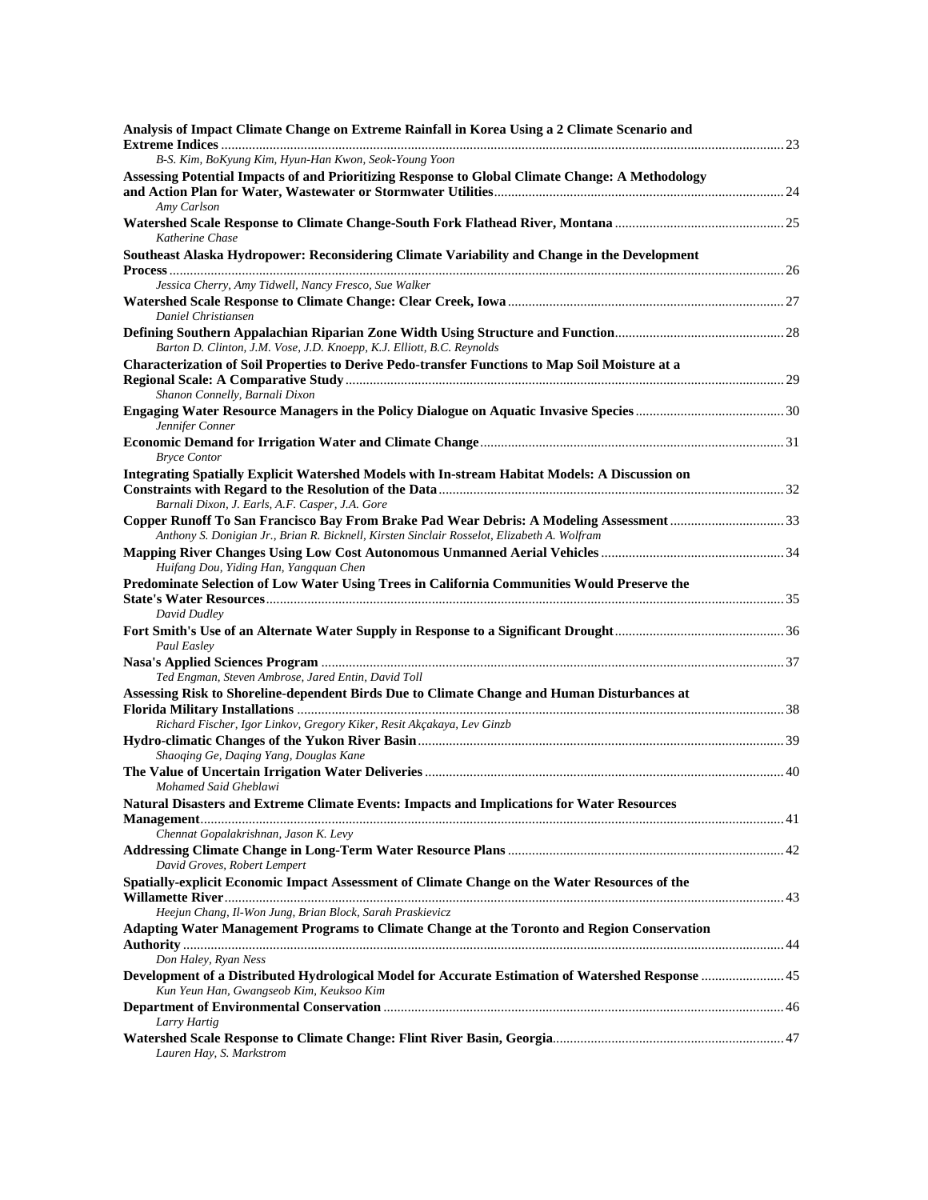**Analysis of Impact Climate Change on Extreme Rainfall in Korea Using a 2 Climate Scenario and Extreme Indices** ........ 23
*B-S. Kim, BoKyung Kim, Hyun-Han Kwon, Seok-Young Yoon*

**Assessing Potential Impacts of and Prioritizing Response to Global Climate Change: A Methodology and Action Plan for Water, Wastewater or Stormwater Utilities** ........ 24
*Amy Carlson*

**Watershed Scale Response to Climate Change-South Fork Flathead River, Montana** ........ 25
*Katherine Chase*

**Southeast Alaska Hydropower: Reconsidering Climate Variability and Change in the Development Process** ........ 26
*Jessica Cherry, Amy Tidwell, Nancy Fresco, Sue Walker*

**Watershed Scale Response to Climate Change: Clear Creek, Iowa** ........ 27
*Daniel Christiansen*

**Defining Southern Appalachian Riparian Zone Width Using Structure and Function** ........ 28
*Barton D. Clinton, J.M. Vose, J.D. Knoepp, K.J. Elliott, B.C. Reynolds*

**Characterization of Soil Properties to Derive Pedo-transfer Functions to Map Soil Moisture at a Regional Scale: A Comparative Study** ........ 29
*Shanon Connelly, Barnali Dixon*

**Engaging Water Resource Managers in the Policy Dialogue on Aquatic Invasive Species** ........ 30
*Jennifer Conner*

**Economic Demand for Irrigation Water and Climate Change** ........ 31
*Bryce Contor*

**Integrating Spatially Explicit Watershed Models with In-stream Habitat Models: A Discussion on Constraints with Regard to the Resolution of the Data** ........ 32
*Barnali Dixon, J. Earls, A.F. Casper, J.A. Gore*

**Copper Runoff To San Francisco Bay From Brake Pad Wear Debris: A Modeling Assessment** ........ 33
*Anthony S. Donigian Jr., Brian R. Bicknell, Kirsten Sinclair Rosselot, Elizabeth A. Wolfram*

**Mapping River Changes Using Low Cost Autonomous Unmanned Aerial Vehicles** ........ 34
*Huifang Dou, Yiding Han, Yangquan Chen*

**Predominate Selection of Low Water Using Trees in California Communities Would Preserve the State's Water Resources** ........ 35
*David Dudley*

**Fort Smith's Use of an Alternate Water Supply in Response to a Significant Drought** ........ 36
*Paul Easley*

**Nasa's Applied Sciences Program** ........ 37
*Ted Engman, Steven Ambrose, Jared Entin, David Toll*

**Assessing Risk to Shoreline-dependent Birds Due to Climate Change and Human Disturbances at Florida Military Installations** ........ 38
*Richard Fischer, Igor Linkov, Gregory Kiker, Resit Akçakaya, Lev Ginzb*

**Hydro-climatic Changes of the Yukon River Basin** ........ 39
*Shaoqing Ge, Daqing Yang, Douglas Kane*

**The Value of Uncertain Irrigation Water Deliveries** ........ 40
*Mohamed Said Gheblawi*

**Natural Disasters and Extreme Climate Events: Impacts and Implications for Water Resources Management** ........ 41
*Chennat Gopalakrishnan, Jason K. Levy*

**Addressing Climate Change in Long-Term Water Resource Plans** ........ 42
*David Groves, Robert Lempert*

**Spatially-explicit Economic Impact Assessment of Climate Change on the Water Resources of the Willamette River** ........ 43
*Heejun Chang, Il-Won Jung, Brian Block, Sarah Praskievicz*

**Adapting Water Management Programs to Climate Change at the Toronto and Region Conservation Authority** ........ 44
*Don Haley, Ryan Ness*

**Development of a Distributed Hydrological Model for Accurate Estimation of Watershed Response** ........ 45
*Kun Yeun Han, Gwangseob Kim, Keuksoo Kim*

**Department of Environmental Conservation** ........ 46
*Larry Hartig*

**Watershed Scale Response to Climate Change: Flint River Basin, Georgia** ........ 47
*Lauren Hay, S. Markstrom*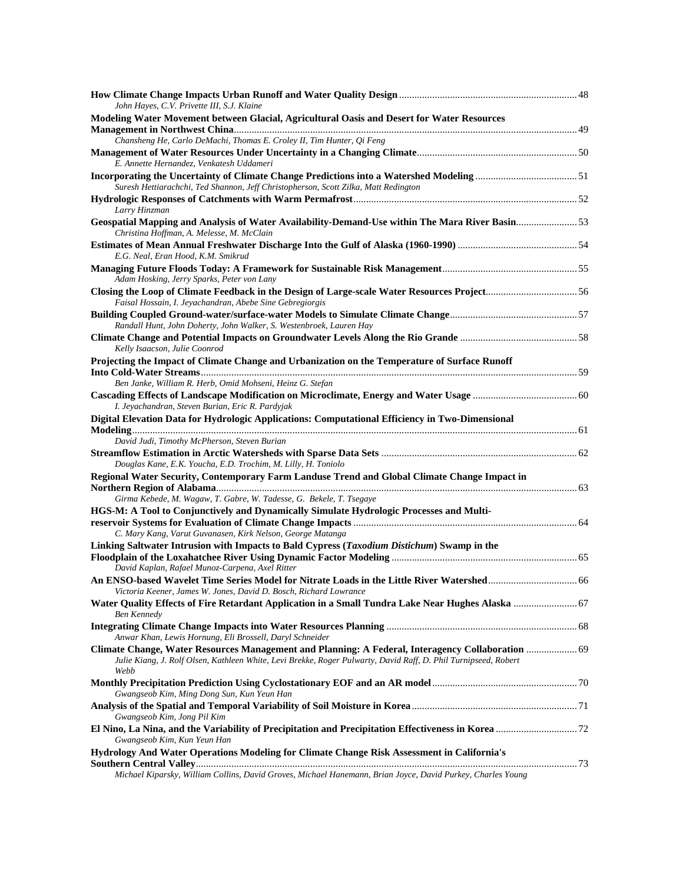**How Climate Change Impacts Urban Runoff and Water Quality Design** ........ 48
*John Hayes, C.V. Privette III, S.J. Klaine*

**Modeling Water Movement between Glacial, Agricultural Oasis and Desert for Water Resources Management in Northwest China** ........ 49
*Chansheng He, Carlo DeMachi, Thomas E. Croley II, Tim Hunter, Qi Feng*

**Management of Water Resources Under Uncertainty in a Changing Climate** ........ 50
*E. Annette Hernandez, Venkatesh Uddameri*

**Incorporating the Uncertainty of Climate Change Predictions into a Watershed Modeling** ........ 51
*Suresh Hettiarachchi, Ted Shannon, Jeff Christopherson, Scott Zilka, Matt Redington*

**Hydrologic Responses of Catchments with Warm Permafrost** ........ 52
*Larry Hinzman*

**Geospatial Mapping and Analysis of Water Availability-Demand-Use within The Mara River Basin** ........ 53
*Christina Hoffman, A. Melesse, M. McClain*

**Estimates of Mean Annual Freshwater Discharge Into the Gulf of Alaska (1960-1990)** ........ 54
*E.G. Neal, Eran Hood, K.M. Smikrud*

**Managing Future Floods Today: A Framework for Sustainable Risk Management** ........ 55
*Adam Hosking, Jerry Sparks, Peter von Lany*

**Closing the Loop of Climate Feedback in the Design of Large-scale Water Resources Project** ........ 56
*Faisal Hossain, I. Jeyachandran, Abebe Sine Gebregiorgis*

**Building Coupled Ground-water/surface-water Models to Simulate Climate Change** ........ 57
*Randall Hunt, John Doherty, John Walker, S. Westenbroek, Lauren Hay*

**Climate Change and Potential Impacts on Groundwater Levels Along the Rio Grande** ........ 58
*Kelly Isaacson, Julie Coonrod*

**Projecting the Impact of Climate Change and Urbanization on the Temperature of Surface Runoff Into Cold-Water Streams** ........ 59
*Ben Janke, William R. Herb, Omid Mohseni, Heinz G. Stefan*

**Cascading Effects of Landscape Modification on Microclimate, Energy and Water Usage** ........ 60
*I. Jeyachandran, Steven Burian, Eric R. Pardyjak*

**Digital Elevation Data for Hydrologic Applications: Computational Efficiency in Two-Dimensional Modeling** ........ 61
*David Judi, Timothy McPherson, Steven Burian*

**Streamflow Estimation in Arctic Watersheds with Sparse Data Sets** ........ 62
*Douglas Kane, E.K. Youcha, E.D. Trochim, M. Lilly, H. Toniolo*

**Regional Water Security, Contemporary Farm Landuse Trend and Global Climate Change Impact in Northern Region of Alabama** ........ 63
*Girma Kebede, M. Wagaw, T. Gabre, W. Tadesse, G. Bekele, T. Tsegaye*

**HGS-M: A Tool to Conjunctively and Dynamically Simulate Hydrologic Processes and Multi-reservoir Systems for Evaluation of Climate Change Impacts** ........ 64
*C. Mary Kang, Varut Guvanasen, Kirk Nelson, George Matanga*

**Linking Saltwater Intrusion with Impacts to Bald Cypress (*Taxodium Distichum*) Swamp in the Floodplain of the Loxahatchee River Using Dynamic Factor Modeling** ........ 65
*David Kaplan, Rafael Munoz-Carpena, Axel Ritter*

**An ENSO-based Wavelet Time Series Model for Nitrate Loads in the Little River Watershed** ........ 66
*Victoria Keener, James W. Jones, David D. Bosch, Richard Lowrance*

**Water Quality Effects of Fire Retardant Application in a Small Tundra Lake Near Hughes Alaska** ........ 67
*Ben Kennedy*

**Integrating Climate Change Impacts into Water Resources Planning** ........ 68
*Anwar Khan, Lewis Hornung, Eli Brossell, Daryl Schneider*

**Climate Change, Water Resources Management and Planning: A Federal, Interagency Collaboration** ........ 69
*Julie Kiang, J. Rolf Olsen, Kathleen White, Levi Brekke, Roger Pulwarty, David Raff, D. Phil Turnipseed, Robert Webb*

**Monthly Precipitation Prediction Using Cyclostationary EOF and an AR model** ........ 70
*Gwangseob Kim, Ming Dong Sun, Kun Yeun Han*

**Analysis of the Spatial and Temporal Variability of Soil Moisture in Korea** ........ 71
*Gwangseob Kim, Jong Pil Kim*

**El Nino, La Nina, and the Variability of Precipitation and Precipitation Effectiveness in Korea** ........ 72
*Gwangseob Kim, Kun Yeun Han*

**Hydrology And Water Operations Modeling for Climate Change Risk Assessment in California's Southern Central Valley** ........ 73
*Michael Kiparsky, William Collins, David Groves, Michael Hanemann, Brian Joyce, David Purkey, Charles Young*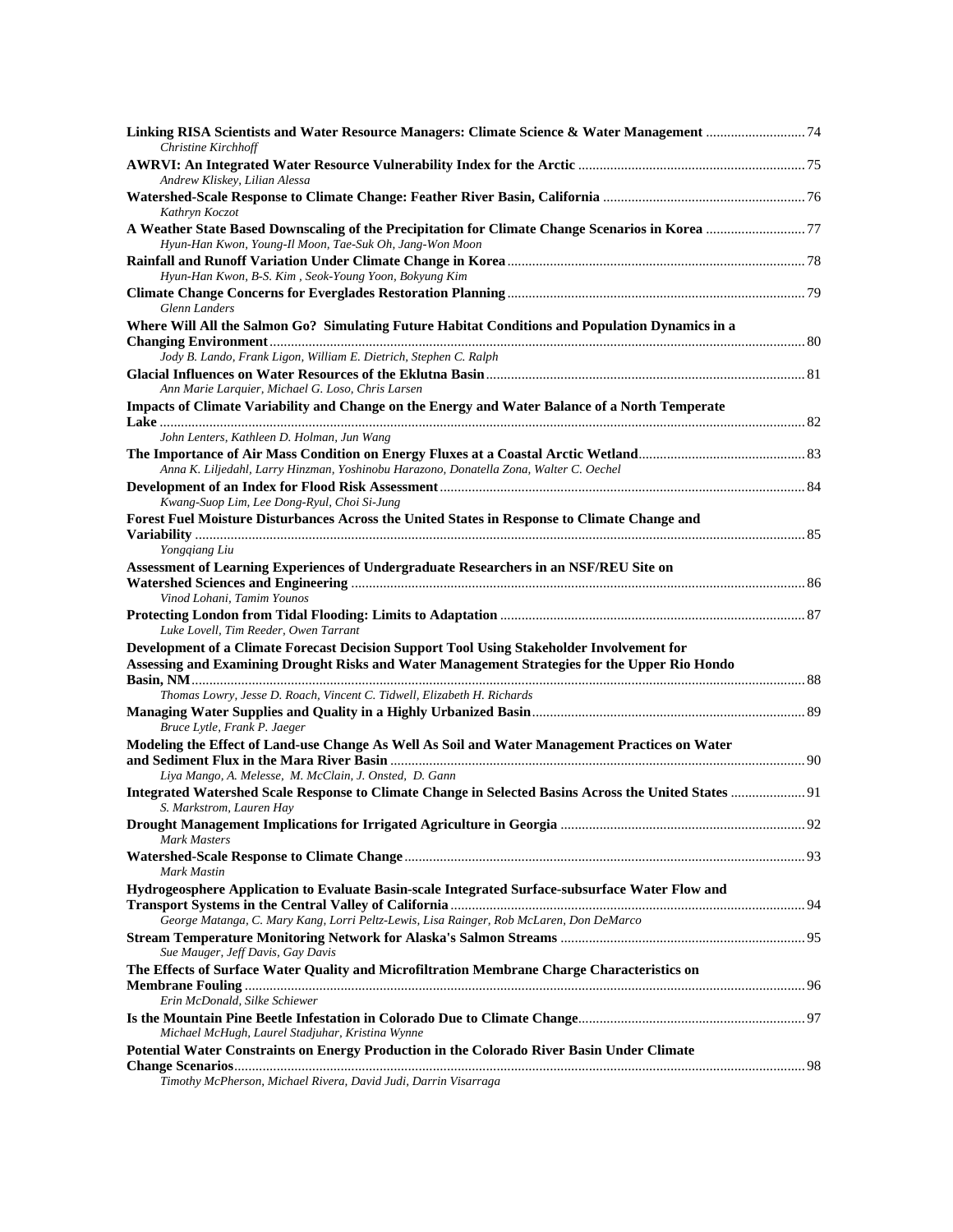**Linking RISA Scientists and Water Resource Managers: Climate Science & Water Management** ........................... 74
*Christine Kirchhoff*

**AWRVI: An Integrated Water Resource Vulnerability Index for the Arctic** ............................................................... 75
*Andrew Kliskey, Lilian Alessa*

**Watershed-Scale Response to Climate Change: Feather River Basin, California** ........................................................ 76
*Kathryn Koczot*

**A Weather State Based Downscaling of the Precipitation for Climate Change Scenarios in Korea** ........................... 77
*Hyun-Han Kwon, Young-Il Moon, Tae-Suk Oh, Jang-Won Moon*

**Rainfall and Runoff Variation Under Climate Change in Korea** ................................................................................... 78
*Hyun-Han Kwon, B-S. Kim , Seok-Young Yoon, Bokyung Kim*

**Climate Change Concerns for Everglades Restoration Planning** .................................................................................. 79
*Glenn Landers*

**Where Will All the Salmon Go? Simulating Future Habitat Conditions and Population Dynamics in a Changing Environment** ..................................................................................................................................................... 80
*Jody B. Lando, Frank Ligon, William E. Dietrich, Stephen C. Ralph*

**Glacial Influences on Water Resources of the Eklutna Basin** ......................................................................................... 81
*Ann Marie Larquier, Michael G. Loso, Chris Larsen*

**Impacts of Climate Variability and Change on the Energy and Water Balance of a North Temperate Lake** ................................................................................................................................................................................. 82
*John Lenters, Kathleen D. Holman, Jun Wang*

**The Importance of Air Mass Condition on Energy Fluxes at a Coastal Arctic Wetland** .............................................. 83
*Anna K. Liljedahl, Larry Hinzman, Yoshinobu Harazono, Donatella Zona, Walter C. Oechel*

**Development of an Index for Flood Risk Assessment** ...................................................................................................... 84
*Kwang-Suop Lim, Lee Dong-Ryul, Choi Si-Jung*

**Forest Fuel Moisture Disturbances Across the United States in Response to Climate Change and Variability** ......................................................................................................................................................................... 85
*Yongqiang Liu*

**Assessment of Learning Experiences of Undergraduate Researchers in an NSF/REU Site on Watershed Sciences and Engineering** .............................................................................................................................. 86
*Vinod Lohani, Tamim Younos*

**Protecting London from Tidal Flooding: Limits to Adaptation** ..................................................................................... 87
*Luke Lovell, Tim Reeder, Owen Tarrant*

**Development of a Climate Forecast Decision Support Tool Using Stakeholder Involvement for Assessing and Examining Drought Risks and Water Management Strategies for the Upper Rio Hondo Basin, NM** ........................................................................................................................................................................... 88
*Thomas Lowry, Jesse D. Roach, Vincent C. Tidwell, Elizabeth H. Richards*

**Managing Water Supplies and Quality in a Highly Urbanized Basin** ............................................................................ 89
*Bruce Lytle, Frank P. Jaeger*

**Modeling the Effect of Land-use Change As Well As Soil and Water Management Practices on Water and Sediment Flux in the Mara River Basin** .................................................................................................................... 90
*Liya Mango, A. Melesse, M. McClain, J. Onsted, D. Gann*

**Integrated Watershed Scale Response to Climate Change in Selected Basins Across the United States** ..................... 91
*S. Markstrom, Lauren Hay*

**Drought Management Implications for Irrigated Agriculture in Georgia** .................................................................... 92
*Mark Masters*

**Watershed-Scale Response to Climate Change** ................................................................................................................ 93
*Mark Mastin*

**Hydrogeosphere Application to Evaluate Basin-scale Integrated Surface-subsurface Water Flow and Transport Systems in the Central Valley of California** .................................................................................................. 94
*George Matanga, C. Mary Kang, Lorri Peltz-Lewis, Lisa Rainger, Rob McLaren, Don DeMarco*

**Stream Temperature Monitoring Network for Alaska's Salmon Streams** .................................................................... 95
*Sue Mauger, Jeff Davis, Gay Davis*

**The Effects of Surface Water Quality and Microfiltration Membrane Charge Characteristics on Membrane Fouling** ........................................................................................................................................................... 96
*Erin McDonald, Silke Schiewer*

**Is the Mountain Pine Beetle Infestation in Colorado Due to Climate Change** ............................................................... 97
*Michael McHugh, Laurel Stadjuhar, Kristina Wynne*

**Potential Water Constraints on Energy Production in the Colorado River Basin Under Climate Change Scenarios** ................................................................................................................................................................ 98
*Timothy McPherson, Michael Rivera, David Judi, Darrin Visarraga*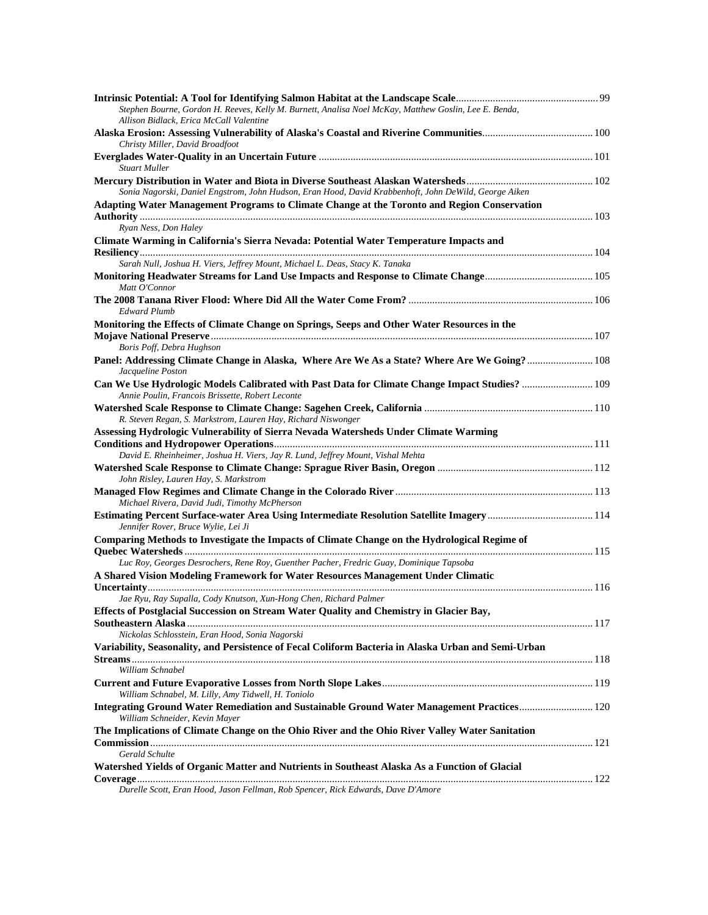**Intrinsic Potential: A Tool for Identifying Salmon Habitat at the Landscape Scale** ..... 99
*Stephen Bourne, Gordon H. Reeves, Kelly M. Burnett, Analisa Noel McKay, Matthew Goslin, Lee E. Benda, Allison Bidlack, Erica McCall Valentine*

**Alaska Erosion: Assessing Vulnerability of Alaska's Coastal and Riverine Communities** ..... 100
*Christy Miller, David Broadfoot*

**Everglades Water-Quality in an Uncertain Future** ..... 101
*Stuart Muller*

**Mercury Distribution in Water and Biota in Diverse Southeast Alaskan Watersheds** ..... 102
*Sonia Nagorski, Daniel Engstrom, John Hudson, Eran Hood, David Krabbenhoft, John DeWild, George Aiken*

**Adapting Water Management Programs to Climate Change at the Toronto and Region Conservation Authority** ..... 103
*Ryan Ness, Don Haley*

**Climate Warming in California's Sierra Nevada: Potential Water Temperature Impacts and Resiliency** ..... 104
*Sarah Null, Joshua H. Viers, Jeffrey Mount, Michael L. Deas, Stacy K. Tanaka*

**Monitoring Headwater Streams for Land Use Impacts and Response to Climate Change** ..... 105
*Matt O'Connor*

**The 2008 Tanana River Flood: Where Did All the Water Come From?** ..... 106
*Edward Plumb*

**Monitoring the Effects of Climate Change on Springs, Seeps and Other Water Resources in the Mojave National Preserve** ..... 107
*Boris Poff, Debra Hughson*

**Panel: Addressing Climate Change in Alaska, Where Are We As a State? Where Are We Going?** ..... 108
*Jacqueline Poston*

**Can We Use Hydrologic Models Calibrated with Past Data for Climate Change Impact Studies?** ..... 109
*Annie Poulin, Francois Brissette, Robert Leconte*

**Watershed Scale Response to Climate Change: Sagehen Creek, California** ..... 110
*R. Steven Regan, S. Markstrom, Lauren Hay, Richard Niswonger*

**Assessing Hydrologic Vulnerability of Sierra Nevada Watersheds Under Climate Warming Conditions and Hydropower Operations** ..... 111
*David E. Rheinheimer, Joshua H. Viers, Jay R. Lund, Jeffrey Mount, Vishal Mehta*

**Watershed Scale Response to Climate Change: Sprague River Basin, Oregon** ..... 112
*John Risley, Lauren Hay, S. Markstrom*

**Managed Flow Regimes and Climate Change in the Colorado River** ..... 113
*Michael Rivera, David Judi, Timothy McPherson*

**Estimating Percent Surface-water Area Using Intermediate Resolution Satellite Imagery** ..... 114
*Jennifer Rover, Bruce Wylie, Lei Ji*

**Comparing Methods to Investigate the Impacts of Climate Change on the Hydrological Regime of Quebec Watersheds** ..... 115
*Luc Roy, Georges Desrochers, Rene Roy, Guenther Pacher, Fredric Guay, Dominique Tapsoba*

**A Shared Vision Modeling Framework for Water Resources Management Under Climatic Uncertainty** ..... 116
*Jae Ryu, Ray Supalla, Cody Knutson, Xun-Hong Chen, Richard Palmer*

**Effects of Postglacial Succession on Stream Water Quality and Chemistry in Glacier Bay, Southeastern Alaska** ..... 117
*Nickolas Schlosstein, Eran Hood, Sonia Nagorski*

**Variability, Seasonality, and Persistence of Fecal Coliform Bacteria in Alaska Urban and Semi-Urban Streams** ..... 118
*William Schnabel*

**Current and Future Evaporative Losses from North Slope Lakes** ..... 119
*William Schnabel, M. Lilly, Amy Tidwell, H. Toniolo*

**Integrating Ground Water Remediation and Sustainable Ground Water Management Practices** ..... 120
*William Schneider, Kevin Mayer*

**The Implications of Climate Change on the Ohio River and the Ohio River Valley Water Sanitation Commission** ..... 121
*Gerald Schulte*

**Watershed Yields of Organic Matter and Nutrients in Southeast Alaska As a Function of Glacial Coverage** ..... 122
*Durelle Scott, Eran Hood, Jason Fellman, Rob Spencer, Rick Edwards, Dave D'Amore*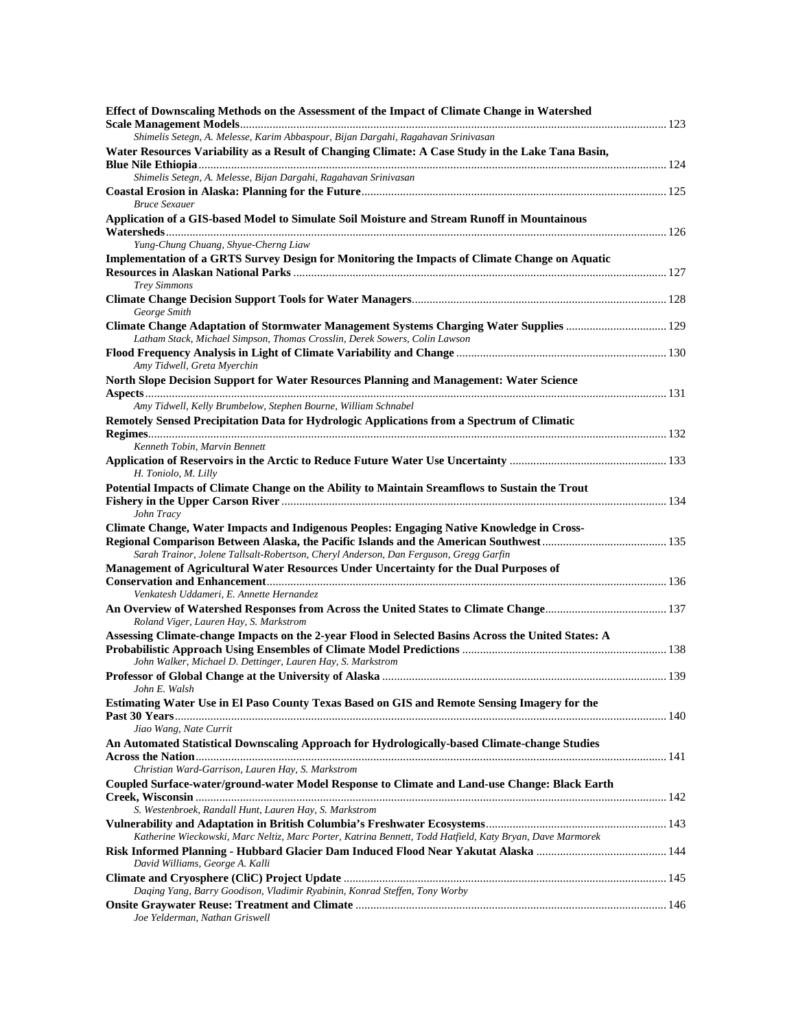**Effect of Downscaling Methods on the Assessment of the Impact of Climate Change in Watershed Scale Management Models** ........ 123
*Shimelis Setegn, A. Melesse, Karim Abbaspour, Bijan Dargahi, Ragahavan Srinivasan*

**Water Resources Variability as a Result of Changing Climate: A Case Study in the Lake Tana Basin, Blue Nile Ethiopia** ........ 124
*Shimelis Setegn, A. Melesse, Bijan Dargahi, Ragahavan Srinivasan*

**Coastal Erosion in Alaska: Planning for the Future** ........ 125
*Bruce Sexauer*

**Application of a GIS-based Model to Simulate Soil Moisture and Stream Runoff in Mountainous Watersheds** ........ 126
*Yung-Chung Chuang, Shyue-Cherng Liaw*

**Implementation of a GRTS Survey Design for Monitoring the Impacts of Climate Change on Aquatic Resources in Alaskan National Parks** ........ 127
*Trey Simmons*

**Climate Change Decision Support Tools for Water Managers** ........ 128
*George Smith*

**Climate Change Adaptation of Stormwater Management Systems Charging Water Supplies** ........ 129
*Latham Stack, Michael Simpson, Thomas Crosslin, Derek Sowers, Colin Lawson*

**Flood Frequency Analysis in Light of Climate Variability and Change** ........ 130
*Amy Tidwell, Greta Myerchin*

**North Slope Decision Support for Water Resources Planning and Management: Water Science Aspects** ........ 131
*Amy Tidwell, Kelly Brumbelow, Stephen Bourne, William Schnabel*

**Remotely Sensed Precipitation Data for Hydrologic Applications from a Spectrum of Climatic Regimes** ........ 132
*Kenneth Tobin, Marvin Bennett*

**Application of Reservoirs in the Arctic to Reduce Future Water Use Uncertainty** ........ 133
*H. Toniolo, M. Lilly*

**Potential Impacts of Climate Change on the Ability to Maintain Sreamflows to Sustain the Trout Fishery in the Upper Carson River** ........ 134
*John Tracy*

**Climate Change, Water Impacts and Indigenous Peoples: Engaging Native Knowledge in Cross-Regional Comparison Between Alaska, the Pacific Islands and the American Southwest** ........ 135
*Sarah Trainor, Jolene Tallsalt-Robertson, Cheryl Anderson, Dan Ferguson, Gregg Garfin*

**Management of Agricultural Water Resources Under Uncertainty for the Dual Purposes of Conservation and Enhancement** ........ 136
*Venkatesh Uddameri, E. Annette Hernandez*

**An Overview of Watershed Responses from Across the United States to Climate Change** ........ 137
*Roland Viger, Lauren Hay, S. Markstrom*

**Assessing Climate-change Impacts on the 2-year Flood in Selected Basins Across the United States: A Probabilistic Approach Using Ensembles of Climate Model Predictions** ........ 138
*John Walker, Michael D. Dettinger, Lauren Hay, S. Markstrom*

**Professor of Global Change at the University of Alaska** ........ 139
*John E. Walsh*

**Estimating Water Use in El Paso County Texas Based on GIS and Remote Sensing Imagery for the Past 30 Years** ........ 140
*Jiao Wang, Nate Currit*

**An Automated Statistical Downscaling Approach for Hydrologically-based Climate-change Studies Across the Nation** ........ 141
*Christian Ward-Garrison, Lauren Hay, S. Markstrom*

**Coupled Surface-water/ground-water Model Response to Climate and Land-use Change: Black Earth Creek, Wisconsin** ........ 142
*S. Westenbroek, Randall Hunt, Lauren Hay, S. Markstrom*

**Vulnerability and Adaptation in British Columbia's Freshwater Ecosystems** ........ 143
*Katherine Wieckowski, Marc Neltiz, Marc Porter, Katrina Bennett, Todd Hatfield, Katy Bryan, Dave Marmorek*

**Risk Informed Planning - Hubbard Glacier Dam Induced Flood Near Yakutat Alaska** ........ 144
*David Williams, George A. Kalli*

**Climate and Cryosphere (CliC) Project Update** ........ 145
*Daqing Yang, Barry Goodison, Vladimir Ryabinin, Konrad Steffen, Tony Worby*

**Onsite Graywater Reuse: Treatment and Climate** ........ 146
*Joe Yelderman, Nathan Griswell*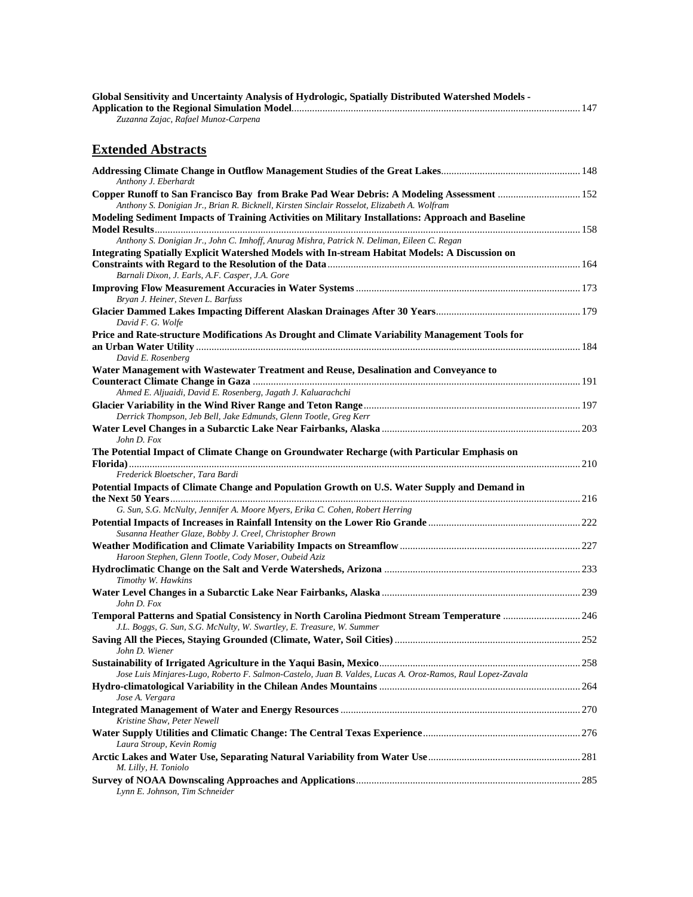**Global Sensitivity and Uncertainty Analysis of Hydrologic, Spatially Distributed Watershed Models - Application to the Regional Simulation Model** ..... 147
*Zuzanna Zajac, Rafael Munoz-Carpena*

## Extended Abstracts

**Addressing Climate Change in Outflow Management Studies of the Great Lakes** ..... 148
*Anthony J. Eberhardt*

**Copper Runoff to San Francisco Bay from Brake Pad Wear Debris: A Modeling Assessment** ..... 152
*Anthony S. Donigian Jr., Brian R. Bicknell, Kirsten Sinclair Rosselot, Elizabeth A. Wolfram*

**Modeling Sediment Impacts of Training Activities on Military Installations: Approach and Baseline Model Results** ..... 158
*Anthony S. Donigian Jr., John C. Imhoff, Anurag Mishra, Patrick N. Deliman, Eileen C. Regan*

**Integrating Spatially Explicit Watershed Models with In-stream Habitat Models: A Discussion on Constraints with Regard to the Resolution of the Data** ..... 164
*Barnali Dixon, J. Earls, A.F. Casper, J.A. Gore*

**Improving Flow Measurement Accuracies in Water Systems** ..... 173
*Bryan J. Heiner, Steven L. Barfuss*

**Glacier Dammed Lakes Impacting Different Alaskan Drainages After 30 Years** ..... 179
*David F. G. Wolfe*

**Price and Rate-structure Modifications As Drought and Climate Variability Management Tools for an Urban Water Utility** ..... 184
*David E. Rosenberg*

**Water Management with Wastewater Treatment and Reuse, Desalination and Conveyance to Counteract Climate Change in Gaza** ..... 191
*Ahmed E. Aljuaidi, David E. Rosenberg, Jagath J. Kaluarachchi*

**Glacier Variability in the Wind River Range and Teton Range** ..... 197
*Derrick Thompson, Jeb Bell, Jake Edmunds, Glenn Tootle, Greg Kerr*

**Water Level Changes in a Subarctic Lake Near Fairbanks, Alaska** ..... 203
*John D. Fox*

**The Potential Impact of Climate Change on Groundwater Recharge (with Particular Emphasis on Florida)** ..... 210
*Frederick Bloetscher, Tara Bardi*

**Potential Impacts of Climate Change and Population Growth on U.S. Water Supply and Demand in the Next 50 Years** ..... 216
*G. Sun, S.G. McNulty, Jennifer A. Moore Myers, Erika C. Cohen, Robert Herring*

**Potential Impacts of Increases in Rainfall Intensity on the Lower Rio Grande** ..... 222
*Susanna Heather Glaze, Bobby J. Creel, Christopher Brown*

**Weather Modification and Climate Variability Impacts on Streamflow** ..... 227
*Haroon Stephen, Glenn Tootle, Cody Moser, Oubeid Aziz*

**Hydroclimatic Change on the Salt and Verde Watersheds, Arizona** ..... 233
*Timothy W. Hawkins*

**Water Level Changes in a Subarctic Lake Near Fairbanks, Alaska** ..... 239
*John D. Fox*

**Temporal Patterns and Spatial Consistency in North Carolina Piedmont Stream Temperature** ..... 246
*J.L. Boggs, G. Sun, S.G. McNulty, W. Swartley, E. Treasure, W. Summer*

**Saving All the Pieces, Staying Grounded (Climate, Water, Soil Cities)** ..... 252
*John D. Wiener*

**Sustainability of Irrigated Agriculture in the Yaqui Basin, Mexico** ..... 258
*Jose Luis Minjares-Lugo, Roberto F. Salmon-Castelo, Juan B. Valdes, Lucas A. Oroz-Ramos, Raul Lopez-Zavala*

**Hydro-climatological Variability in the Chilean Andes Mountains** ..... 264
*Jose A. Vergara*

**Integrated Management of Water and Energy Resources** ..... 270
*Kristine Shaw, Peter Newell*

**Water Supply Utilities and Climatic Change: The Central Texas Experience** ..... 276
*Laura Stroup, Kevin Romig*

**Arctic Lakes and Water Use, Separating Natural Variability from Water Use** ..... 281
*M. Lilly, H. Toniolo*

**Survey of NOAA Downscaling Approaches and Applications** ..... 285
*Lynn E. Johnson, Tim Schneider*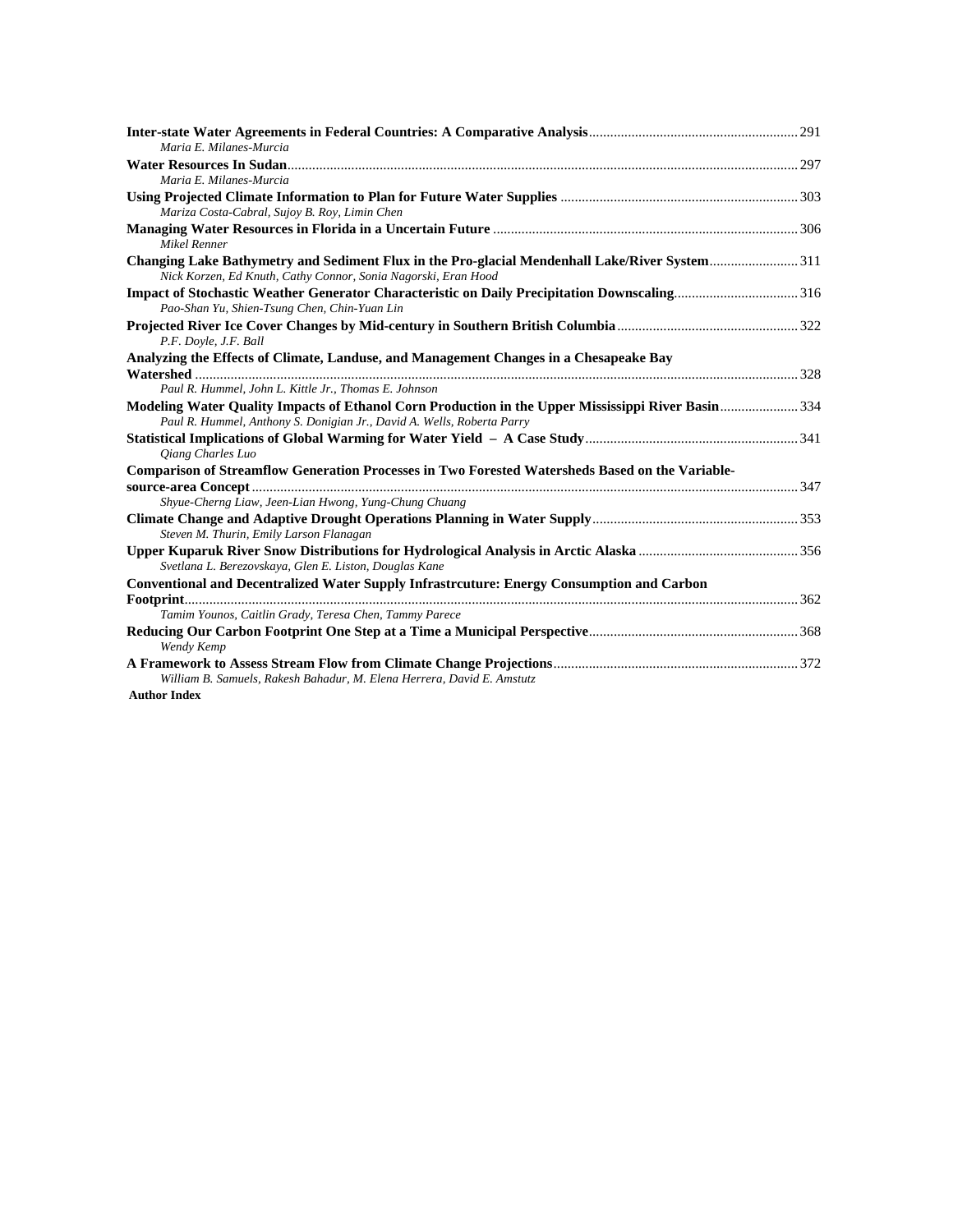**Inter-state Water Agreements in Federal Countries: A Comparative Analysis** ........................................................ 291
*Maria E. Milanes-Murcia*

**Water Resources In Sudan** .............................................................................................................................................. 297
*Maria E. Milanes-Murcia*

**Using Projected Climate Information to Plan for Future Water Supplies** ............................................................. 303
*Mariza Costa-Cabral, Sujoy B. Roy, Limin Chen*

**Managing Water Resources in Florida in a Uncertain Future** ................................................................................ 306
*Mikel Renner*

**Changing Lake Bathymetry and Sediment Flux in the Pro-glacial Mendenhall Lake/River System** ......................... 311
*Nick Korzen, Ed Knuth, Cathy Connor, Sonia Nagorski, Eran Hood*

**Impact of Stochastic Weather Generator Characteristic on Daily Precipitation Downscaling** .................................. 316
*Pao-Shan Yu, Shien-Tsung Chen, Chin-Yuan Lin*

**Projected River Ice Cover Changes by Mid-century in Southern British Columbia** .................................................. 322
*P.F. Doyle, J.F. Ball*

**Analyzing the Effects of Climate, Landuse, and Management Changes in a Chesapeake Bay Watershed** ......................................................................................................................................................... 328
*Paul R. Hummel, John L. Kittle Jr., Thomas E. Johnson*

**Modeling Water Quality Impacts of Ethanol Corn Production in the Upper Mississippi River Basin** ...................... 334
*Paul R. Hummel, Anthony S. Donigian Jr., David A. Wells, Roberta Parry*

**Statistical Implications of Global Warming for Water Yield – A Case Study** ........................................................... 341
*Qiang Charles Luo*

**Comparison of Streamflow Generation Processes in Two Forested Watersheds Based on the Variable-source-area Concept** ......................................................................................................................................... 347
*Shyue-Cherng Liaw, Jeen-Lian Hwong, Yung-Chung Chuang*

**Climate Change and Adaptive Drought Operations Planning in Water Supply** ......................................................... 353
*Steven M. Thurin, Emily Larson Flanagan*

**Upper Kuparuk River Snow Distributions for Hydrological Analysis in Arctic Alaska** ............................................ 356
*Svetlana L. Berezovskaya, Glen E. Liston, Douglas Kane*

**Conventional and Decentralized Water Supply Infrastrcuture: Energy Consumption and Carbon Footprint** ........................................................................................................................................................ 362
*Tamim Younos, Caitlin Grady, Teresa Chen, Tammy Parece*

**Reducing Our Carbon Footprint One Step at a Time a Municipal Perspective** .......................................................... 368
*Wendy Kemp*

**A Framework to Assess Stream Flow from Climate Change Projections** .................................................................... 372
*William B. Samuels, Rakesh Bahadur, M. Elena Herrera, David E. Amstutz*

**Author Index**